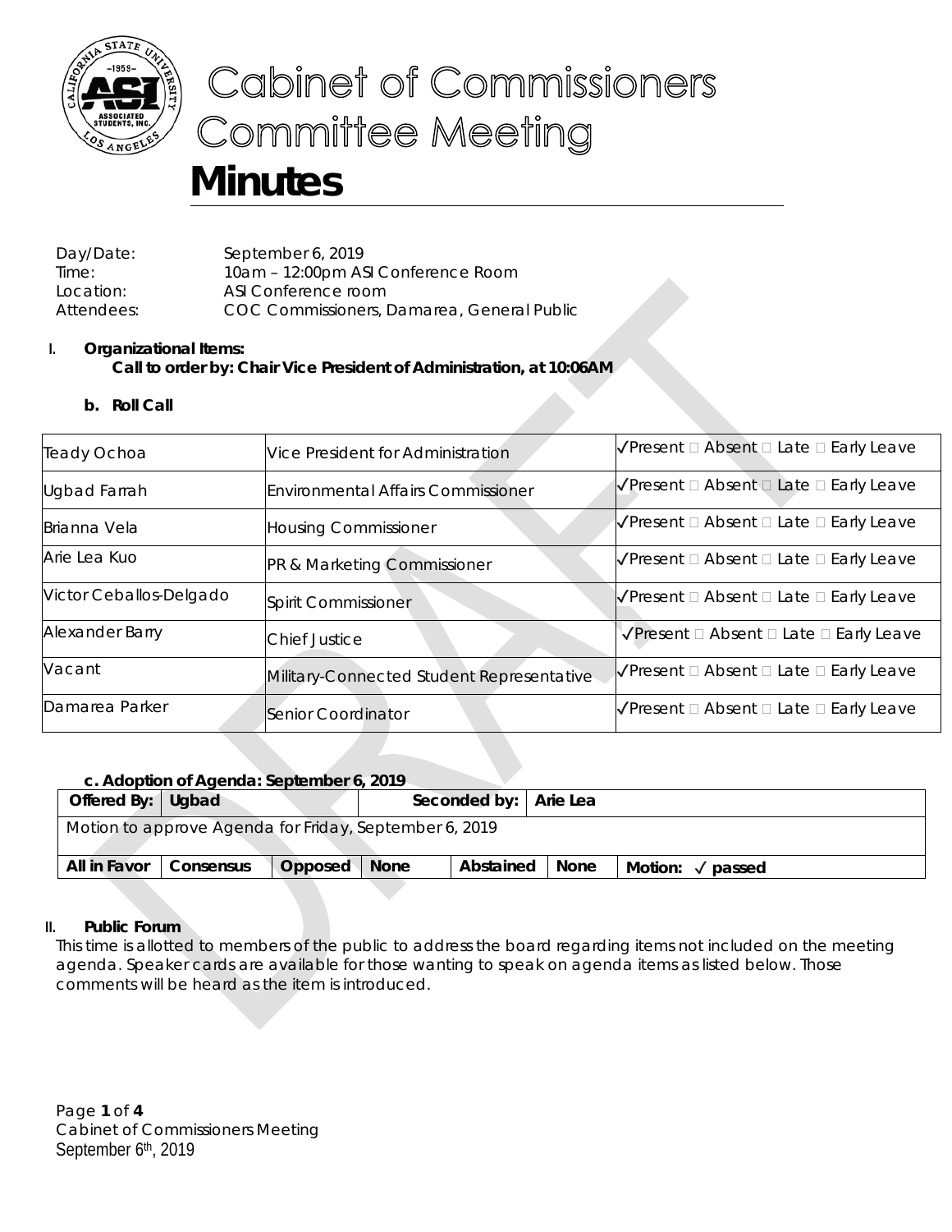# Cabinet of Commissioners Committee Meeting

# Minutes

Day/Date: September 6, 2019
Time: 10am – 12:00pm ASI Conference Room
Location: ASI Conference room
Attendees: COC Commissioners, Damarea, General Public

I. **Organizational Items:**
**Call to order by: Chair Vice President of Administration, at 10:06AM**

**b. Roll Call**

| | | |
|---|---|---|
| Teady Ochoa | Vice President for Administration | ✓Present □ Absent □ Late □ Early Leave |
| Ugbad Farrah | Environmental Affairs Commissioner | ✓Present □ Absent □ Late □ Early Leave |
| Brianna Vela | Housing Commissioner | ✓Present □ Absent □ Late □ Early Leave |
| Arie Lea Kuo | PR & Marketing Commissioner | ✓Present □ Absent □ Late □ Early Leave |
| Victor Ceballos-Delgado | Spirit Commissioner | ✓Present □ Absent □ Late □ Early Leave |
| Alexander Barry | Chief Justice | ✓Present □ Absent □ Late □ Early Leave |
| Vacant | Military-Connected Student Representative | ✓Present □ Absent □ Late □ Early Leave |
| Damarea Parker | Senior Coordinator | ✓Present □ Absent □ Late □ Early Leave |

**c. Adoption of Agenda: September 6, 2019**

| **Offered By:** | **Ugbad** | | | **Seconded by:** | **Arie Lea** | |
|---|---|---|---|---|---|---|
| Motion to approve Agenda for Friday, September 6, 2019 | | | | | | |
| **All in Favor** | **Consensus** | **Opposed** | **None** | **Abstained** | **None** | **Motion: ✓ passed** |

II. **Public Forum**

This time is allotted to members of the public to address the board regarding items not included on the meeting agenda. Speaker cards are available for those wanting to speak on agenda items as listed below. Those comments will be heard as the item is introduced.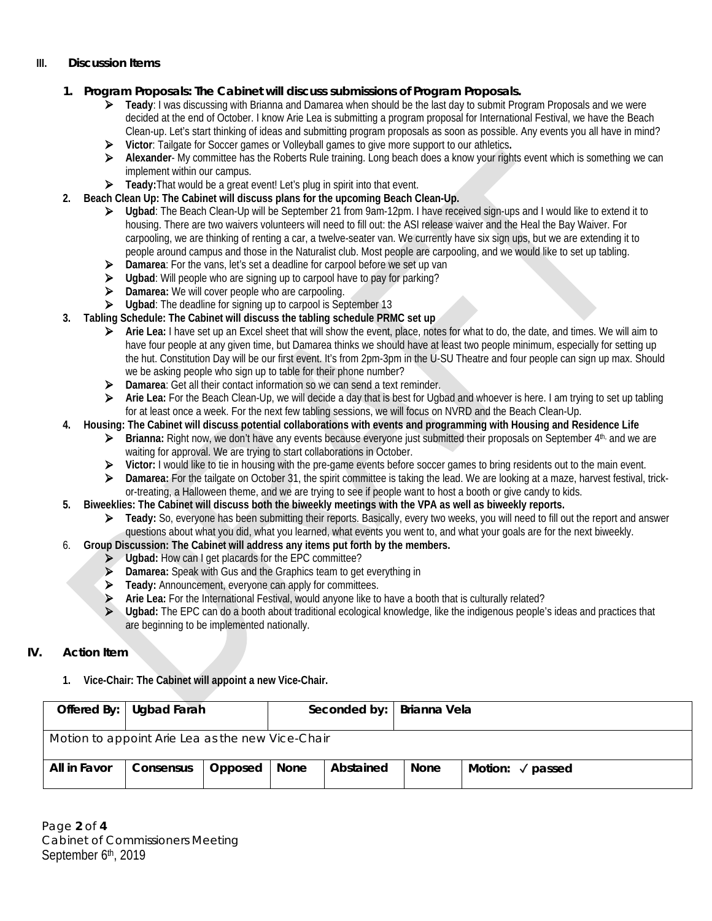## III. Discussion Items

### 1. Program Proposals: The Cabinet will discuss submissions of Program Proposals.

- **Teady**: I was discussing with Brianna and Damarea when should be the last day to submit Program Proposals and we were decided at the end of October. I know Arie Lea is submitting a program proposal for International Festival, we have the Beach Clean-up. Let's start thinking of ideas and submitting program proposals as soon as possible. Any events you all have in mind?
- **Victor**: Tailgate for Soccer games or Volleyball games to give more support to our athletics**.**
- **Alexander**- My committee has the Roberts Rule training. Long beach does a know your rights event which is something we can implement within our campus.
- **Teady:**That would be a great event! Let's plug in spirit into that event.

### 2. Beach Clean Up: The Cabinet will discuss plans for the upcoming Beach Clean-Up.

- **Ugbad**: The Beach Clean-Up will be September 21 from 9am-12pm. I have received sign-ups and I would like to extend it to housing. There are two waivers volunteers will need to fill out: the ASI release waiver and the Heal the Bay Waiver. For carpooling, we are thinking of renting a car, a twelve-seater van. We currently have six sign ups, but we are extending it to people around campus and those in the Naturalist club. Most people are carpooling, and we would like to set up tabling.
- **Damarea**: For the vans, let's set a deadline for carpool before we set up van
- **Ugbad**: Will people who are signing up to carpool have to pay for parking?
- **Damarea:** We will cover people who are carpooling.
- **Ugbad**: The deadline for signing up to carpool is September 13

### 3. Tabling Schedule: The Cabinet will discuss the tabling schedule PRMC set up

- **Arie Lea:** I have set up an Excel sheet that will show the event, place, notes for what to do, the date, and times. We will aim to have four people at any given time, but Damarea thinks we should have at least two people minimum, especially for setting up the hut. Constitution Day will be our first event. It's from 2pm-3pm in the U-SU Theatre and four people can sign up max. Should we be asking people who sign up to table for their phone number?
- **Damarea**: Get all their contact information so we can send a text reminder.
- **Arie Lea:** For the Beach Clean-Up, we will decide a day that is best for Ugbad and whoever is here. I am trying to set up tabling for at least once a week. For the next few tabling sessions, we will focus on NVRD and the Beach Clean-Up.

### 4. Housing: The Cabinet will discuss potential collaborations with events and programming with Housing and Residence Life

- **Brianna:** Right now, we don't have any events because everyone just submitted their proposals on September 4th, and we are waiting for approval. We are trying to start collaborations in October.
- **Victor:** I would like to tie in housing with the pre-game events before soccer games to bring residents out to the main event.
- **Damarea:** For the tailgate on October 31, the spirit committee is taking the lead. We are looking at a maze, harvest festival, trick-or-treating, a Halloween theme, and we are trying to see if people want to host a booth or give candy to kids.

### 5. Biweeklies: The Cabinet will discuss both the biweekly meetings with the VPA as well as biweekly reports.

- **Teady:** So, everyone has been submitting their reports. Basically, every two weeks, you will need to fill out the report and answer questions about what you did, what you learned, what events you went to, and what your goals are for the next biweekly.

### 6. Group Discussion: The Cabinet will address any items put forth by the members.

- **Ugbad:** How can I get placards for the EPC committee?
- **Damarea:** Speak with Gus and the Graphics team to get everything in
- **Teady:** Announcement, everyone can apply for committees.
- **Arie Lea:** For the International Festival, would anyone like to have a booth that is culturally related?
- **Ugbad:** The EPC can do a booth about traditional ecological knowledge, like the indigenous people's ideas and practices that are beginning to be implemented nationally.

## IV. Action Item

### 1. Vice-Chair: The Cabinet will appoint a new Vice-Chair.

| Offered By: | Ugbad Farah | | | Seconded by: | Brianna Vela | |
|---|---|---|---|---|---|---|
| Motion to appoint Arie Lea as the new Vice-Chair | | | | | | |
| All in Favor | Consensus | Opposed | None | Abstained | None | Motion: ✓ passed |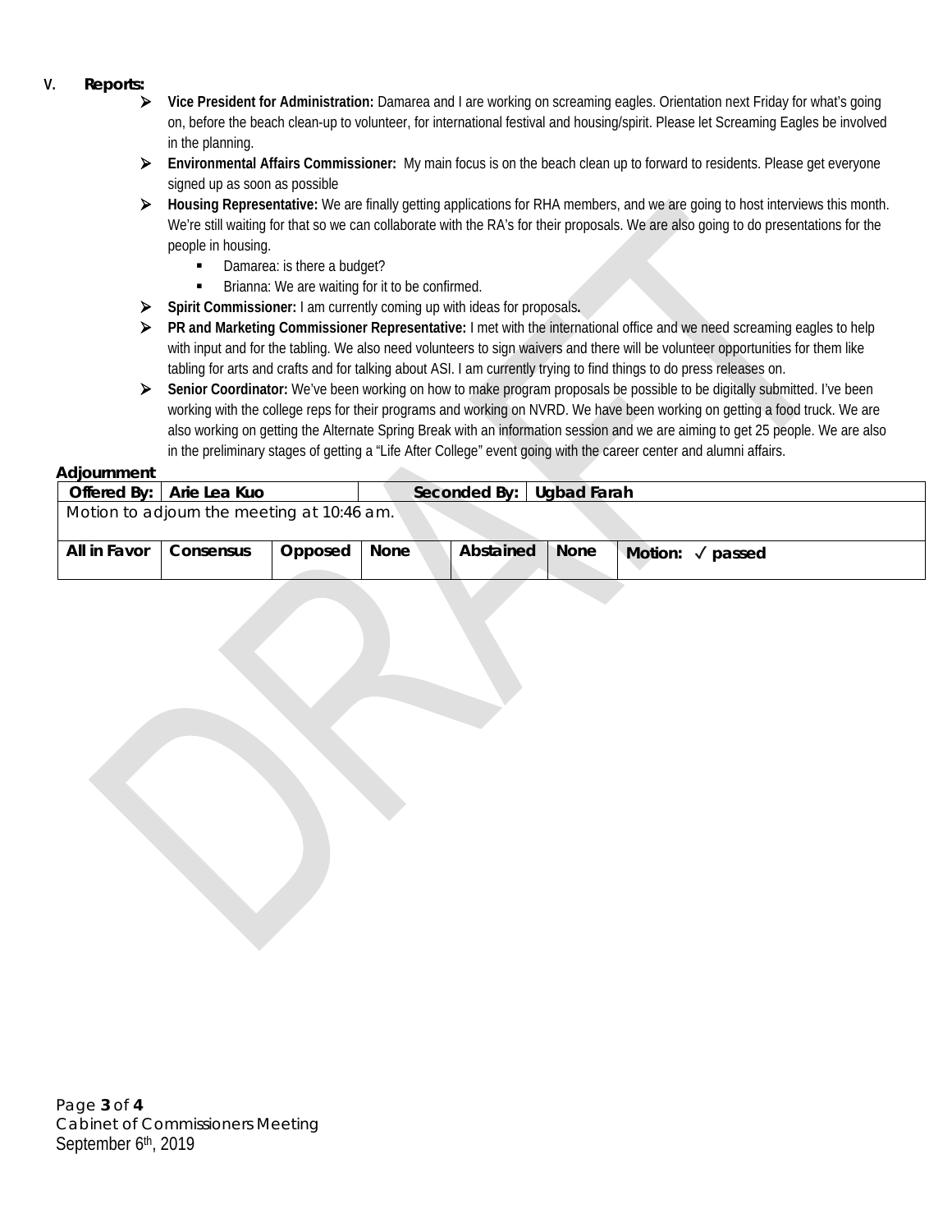V. **Reports:**

- **Vice President for Administration:** Damarea and I are working on screaming eagles. Orientation next Friday for what's going on, before the beach clean-up to volunteer, for international festival and housing/spirit. Please let Screaming Eagles be involved in the planning.
- **Environmental Affairs Commissioner:** My main focus is on the beach clean up to forward to residents. Please get everyone signed up as soon as possible
- **Housing Representative:** We are finally getting applications for RHA members, and we are going to host interviews this month. We're still waiting for that so we can collaborate with the RA's for their proposals. We are also going to do presentations for the people in housing.
  - Damarea: is there a budget?
  - Brianna: We are waiting for it to be confirmed.
- **Spirit Commissioner:** I am currently coming up with ideas for proposals**.**
- **PR and Marketing Commissioner Representative:** I met with the international office and we need screaming eagles to help with input and for the tabling. We also need volunteers to sign waivers and there will be volunteer opportunities for them like tabling for arts and crafts and for talking about ASI. I am currently trying to find things to do press releases on.
- **Senior Coordinator:** We've been working on how to make program proposals be possible to be digitally submitted. I've been working with the college reps for their programs and working on NVRD. We have been working on getting a food truck. We are also working on getting the Alternate Spring Break with an information session and we are aiming to get 25 people. We are also in the preliminary stages of getting a "Life After College" event going with the career center and alumni affairs.

**Adjournment**

| **Offered By:** | **Arie Lea Kuo** | | | **Seconded By:** | **Ugbad Farah** | |
|---|---|---|---|---|---|---|
| Motion to adjourn the meeting at 10:46 am. | | | | | | |
| **All in Favor** | **Consensus** | **Opposed** | **None** | **Abstained** | **None** | **Motion: ✓ passed** |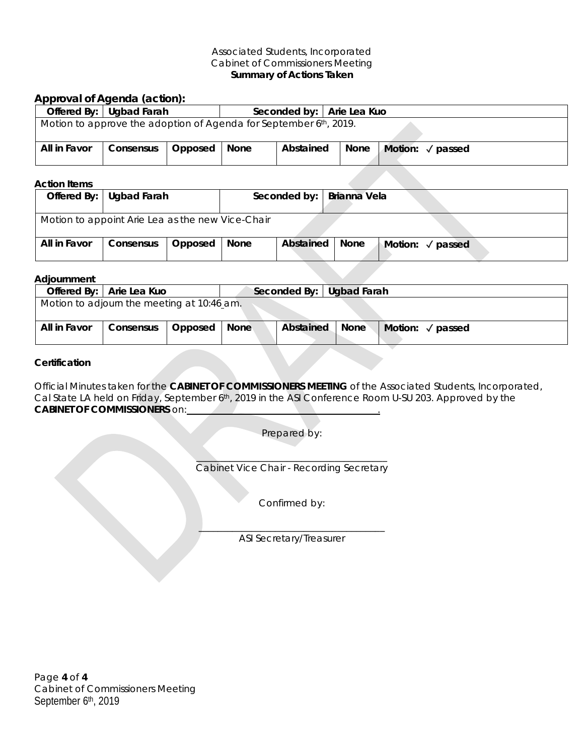Associated Students, Incorporated
Cabinet of Commissioners Meeting
**Summary of Actions Taken**

## Approval of Agenda (action):

| | | | | | | |
|---|---|---|---|---|---|---|
| **Offered By:** | **Ugbad Farah** | | **Seconded by:** | **Arie Lea Kuo** | | |
| Motion to approve the adoption of Agenda for September 6th, 2019. | | | | | | |
| **All in Favor** | **Consensus** | **Opposed** | **None** | **Abstained** | **None** | **Motion: ✓ passed** |

**Action Items**

| | | | | | | |
|---|---|---|---|---|---|---|
| **Offered By:** | **Ugbad Farah** | | **Seconded by:** | **Brianna Vela** | | |
| Motion to appoint Arie Lea as the new Vice-Chair | | | | | | |
| **All in Favor** | **Consensus** | **Opposed** | **None** | **Abstained** | **None** | **Motion: ✓ passed** |

**Adjournment**

| | | | | | | |
|---|---|---|---|---|---|---|
| **Offered By:** | **Arie Lea Kuo** | | **Seconded By:** | **Ugbad Farah** | | |
| Motion to adjourn the meeting at 10:46 am. | | | | | | |
| **All in Favor** | **Consensus** | **Opposed** | **None** | **Abstained** | **None** | **Motion: ✓ passed** |

**Certification**

Official Minutes taken for the **CABINET OF COMMISSIONERS MEETING** of the Associated Students, Incorporated, Cal State LA held on Friday, September 6th, 2019 in the ASI Conference Room U-SU 203. Approved by the **CABINET OF COMMISSIONERS** on:\_\_\_\_\_\_\_\_\_\_\_\_\_\_\_\_\_\_\_\_\_\_\_\_\_\_\_\_\_\_\_\_\_\_\_\_\_\_\_\_.

Prepared by:

\_\_\_\_\_\_\_\_\_\_\_\_\_\_\_\_\_\_\_\_\_\_\_\_\_\_\_\_\_\_\_\_\_\_\_\_\_\_\_\_
Cabinet Vice Chair - Recording Secretary

Confirmed by:

\_\_\_\_\_\_\_\_\_\_\_\_\_\_\_\_\_\_\_\_\_\_\_\_\_\_\_\_\_\_\_\_\_\_\_\_\_\_\_\_
ASI Secretary/Treasurer

DRAFT